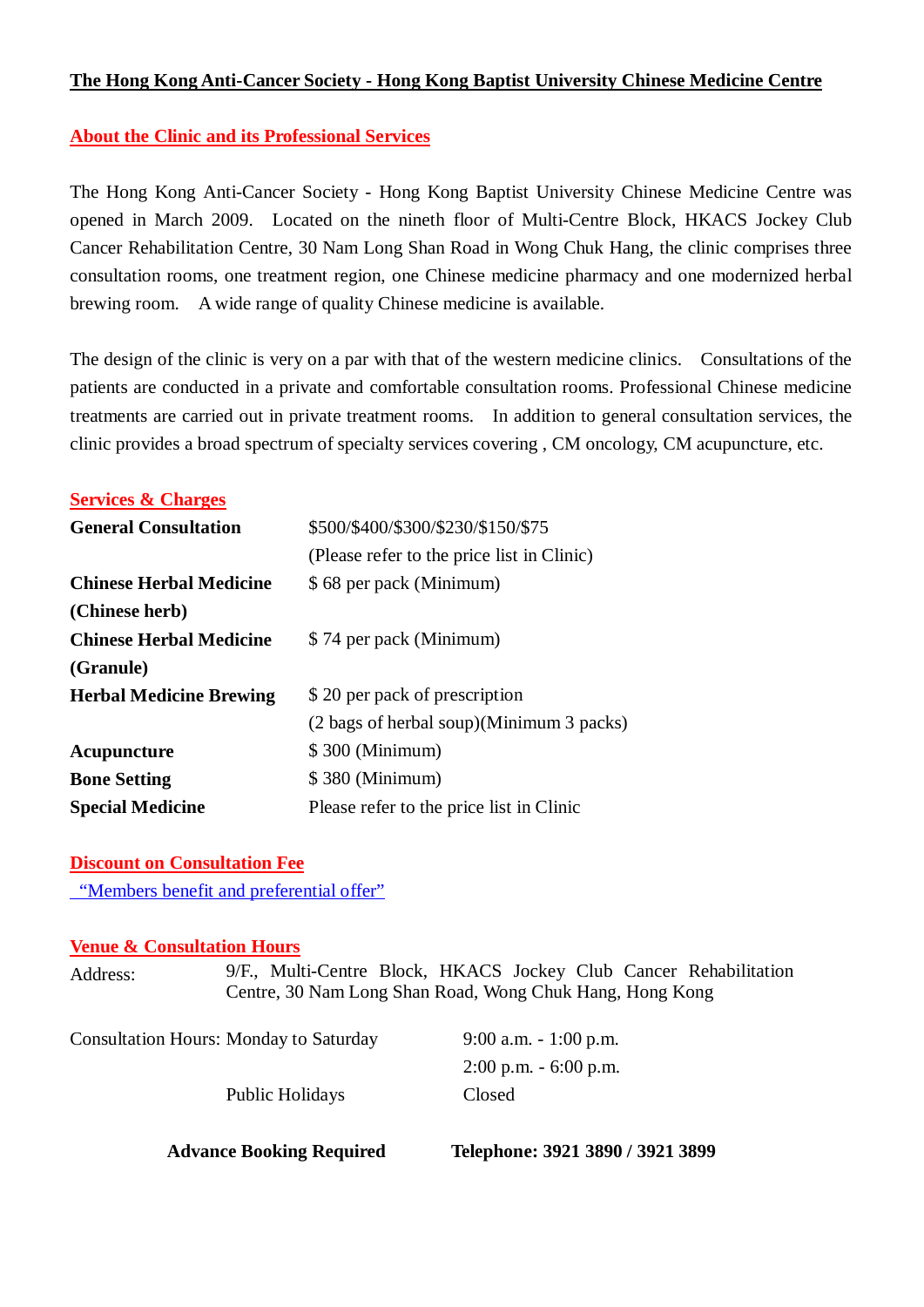# The Hong Kong Anti-Cancer Society - Hong Kong Baptist University Chinese Medicine Centre

## About the Clinic and its Professional Services

The Hong Kong Anti-Cancer Society - Hong Kong Baptist University Chinese Medicine Centre was opened in March 2009. Located on the nineth floor of Multi-Centre Block, HKACS Jockey Club Cancer Rehabilitation Centre, 30 Nam Long Shan Road in Wong Chuk Hang, the clinic comprises three consultation rooms, one treatment region, one Chinese medicine pharmacy and one modernized herbal brewing room. A wide range of quality Chinese medicine is available.

The design of the clinic is very on a par with that of the western medicine clinics. Consultations of the patients are conducted in a private and comfortable consultation rooms. Professional Chinese medicine treatments are carried out in private treatment rooms. In addition to general consultation services, the clinic provides a broad spectrum of specialty services covering , CM oncology, CM acupuncture, etc.

## Services & Charges

| | |
|---|---|
| **General Consultation** | $500/$400/$300/$230/$150/$75 (Please refer to the price list in Clinic) |
| **Chinese Herbal Medicine (Chinese herb)** | $ 68 per pack (Minimum) |
| **Chinese Herbal Medicine (Granule)** | $ 74 per pack (Minimum) |
| **Herbal Medicine Brewing** | $ 20 per pack of prescription (2 bags of herbal soup)(Minimum 3 packs) |
| **Acupuncture** | $ 300 (Minimum) |
| **Bone Setting** | $ 380 (Minimum) |
| **Special Medicine** | Please refer to the price list in Clinic |

## Discount on Consultation Fee

"Members benefit and preferential offer"

## Venue & Consultation Hours

Address: 9/F., Multi-Centre Block, HKACS Jockey Club Cancer Rehabilitation Centre, 30 Nam Long Shan Road, Wong Chuk Hang, Hong Kong

| Consultation Hours: | | |
|---|---|---|
| | Monday to Saturday | 9:00 a.m. - 1:00 p.m. |
| | | 2:00 p.m. - 6:00 p.m. |
| | Public Holidays | Closed |

**Advance Booking Required** **Telephone: 3921 3890 / 3921 3899**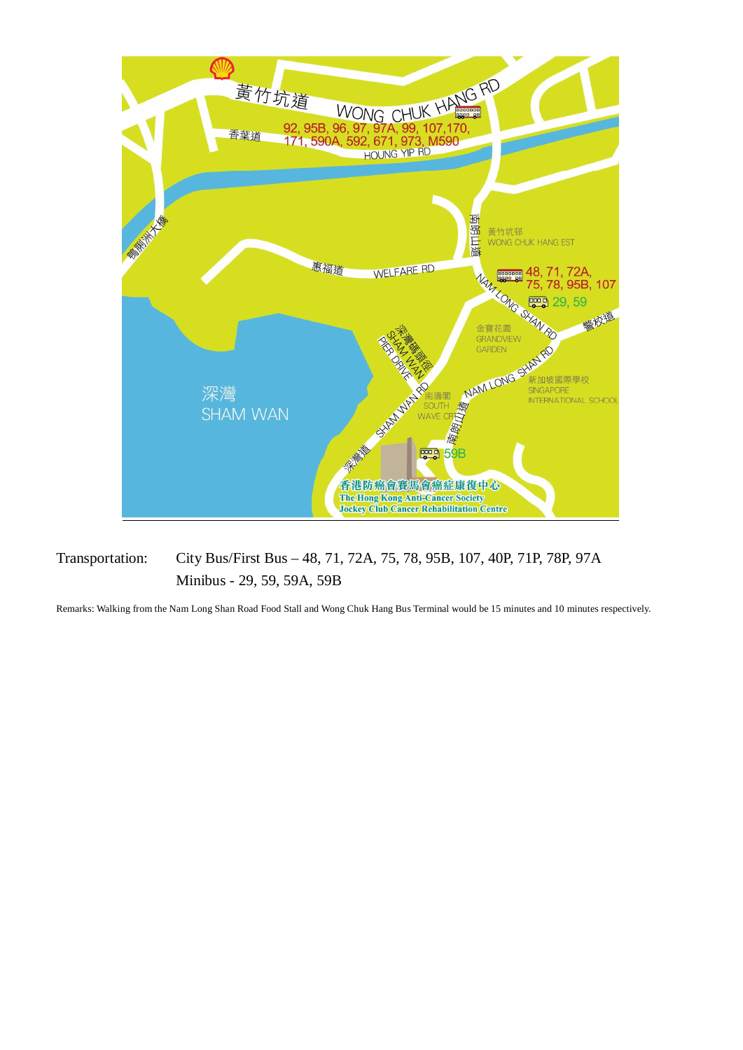黃竹坑道
WONG CHUK HANG RD
香葉道
92, 95B, 96, 97, 97A, 99, 107,170,
171, 590A, 592, 671, 973, M590
HOUNG YIP RD
鴨脷洲大橋
南朗山道
黃竹坑邨
WONG CHUK HANG EST
惠福道
WELFARE RD
48, 71, 72A,
75, 78, 95B, 107
NAM LONG SHAN RD
29, 59
警校道
金寶花園
GRANDVIEW
GARDEN
深灣碼頭徑
SHAM WAN
PIER DRIVE
新加坡國際學校
SINGAPORE
INTERNATIONAL SCHOOL
NAM LONG SHAN RD
深灣
SHAM WAN
南濤閣
SOUTH
WAVE CRT
SHAM WAN RD
南朗山道
深灣道
59B
香港防癌會賽馬會癌症康復中心
The Hong Kong Anti-Cancer Society
Jockey Club Cancer Rehabilitation Centre

| | |
|---|---|
| Transportation: | City Bus/First Bus – 48, 71, 72A, 75, 78, 95B, 107, 40P, 71P, 78P, 97A |
| | Minibus - 29, 59, 59A, 59B |

Remarks: Walking from the Nam Long Shan Road Food Stall and Wong Chuk Hang Bus Terminal would be 15 minutes and 10 minutes respectively.